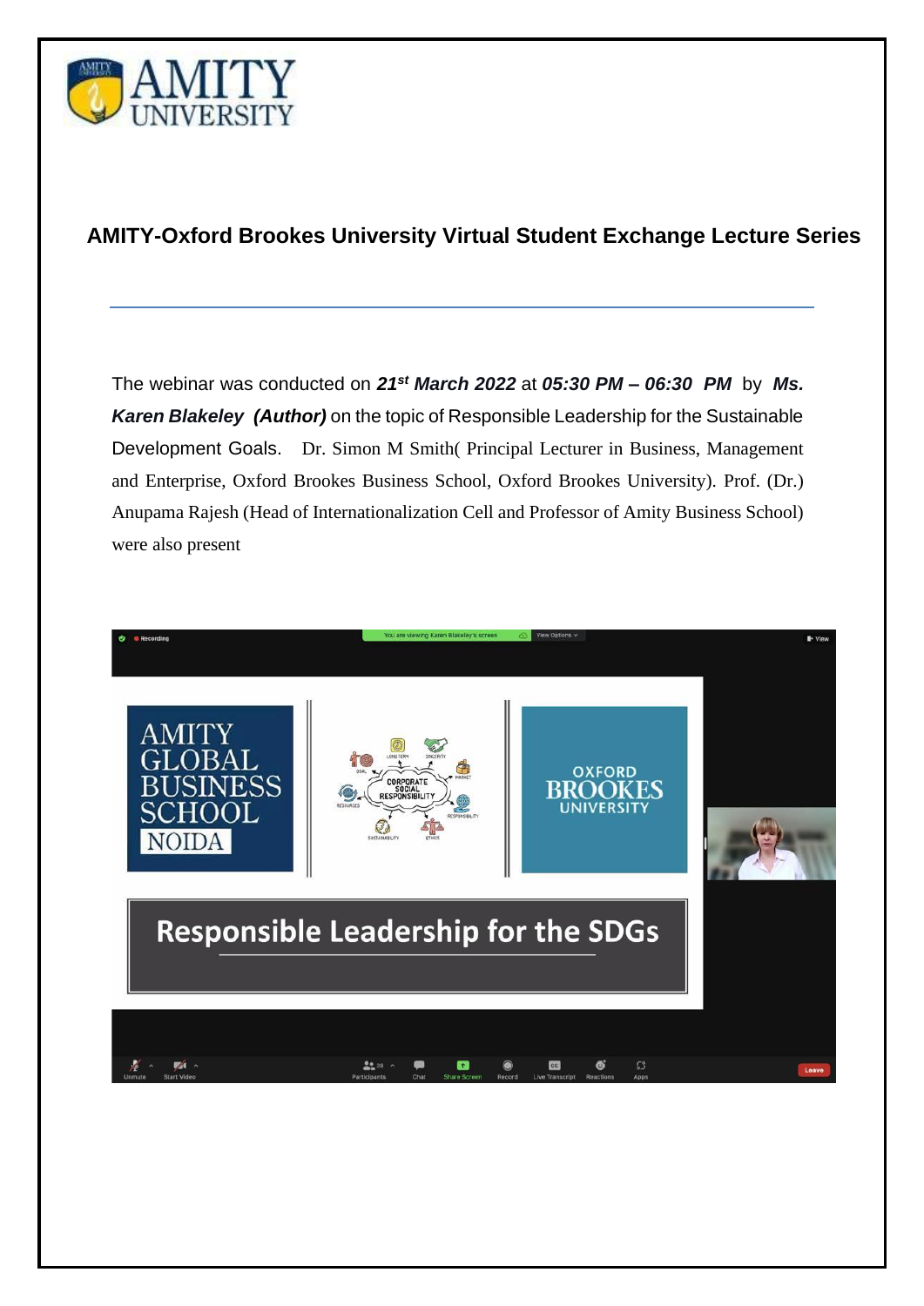# AMITY-Oxford Brookes University Virtual Student Exchange Lecture Series

---

The webinar was conducted on ***21st March 2022*** at ***05:30 PM – 06:30 PM*** by ***Ms. Karen Blakeley (Author)*** on the topic of Responsible Leadership for the Sustainable Development Goals. Dr. Simon M Smith( Principal Lecturer in Business, Management and Enterprise, Oxford Brookes Business School, Oxford Brookes University). Prof. (Dr.) Anupama Rajesh (Head of Internationalization Cell and Professor of Amity Business School) were also present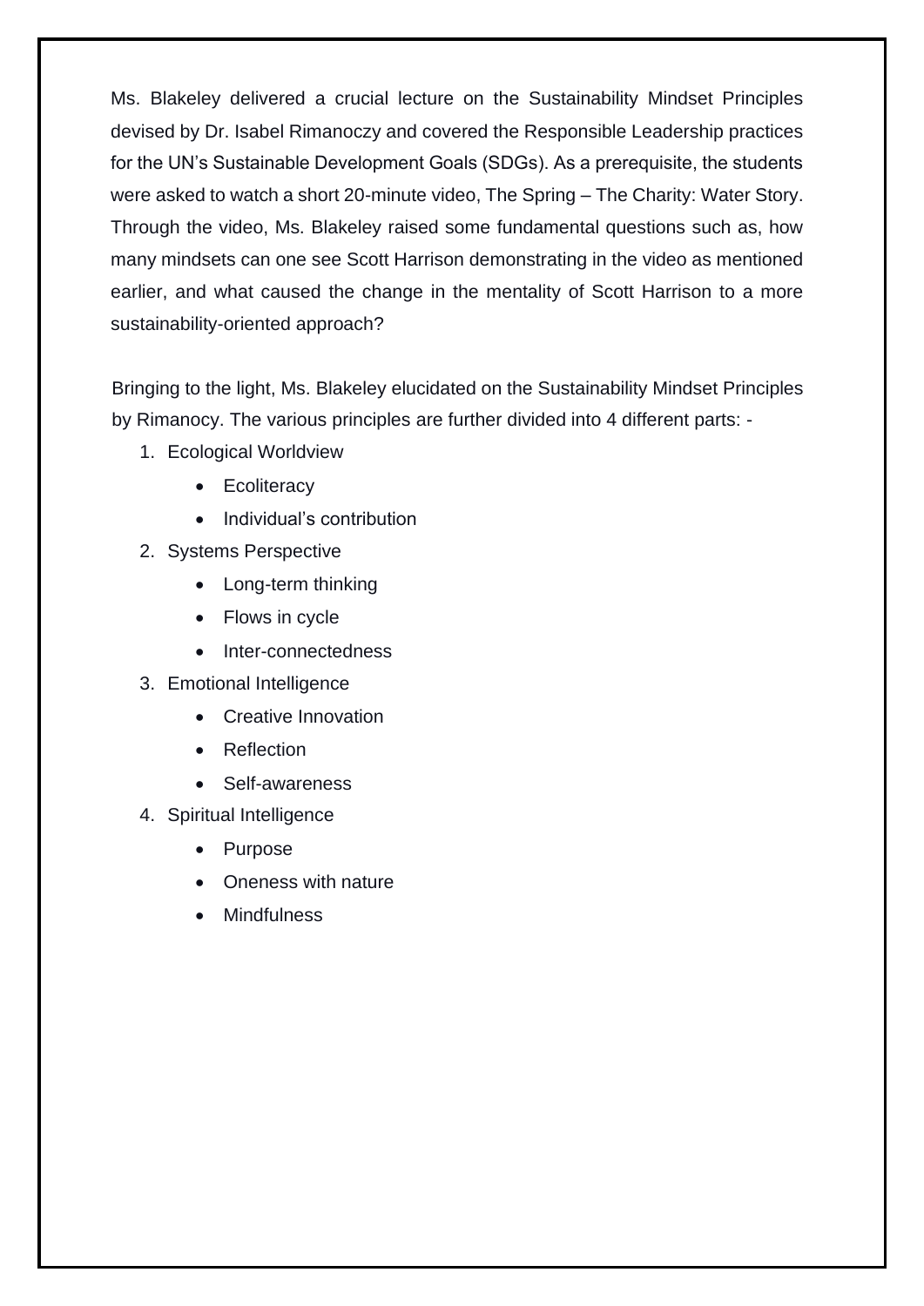Ms. Blakeley delivered a crucial lecture on the Sustainability Mindset Principles devised by Dr. Isabel Rimanoczy and covered the Responsible Leadership practices for the UN's Sustainable Development Goals (SDGs). As a prerequisite, the students were asked to watch a short 20-minute video, The Spring – The Charity: Water Story. Through the video, Ms. Blakeley raised some fundamental questions such as, how many mindsets can one see Scott Harrison demonstrating in the video as mentioned earlier, and what caused the change in the mentality of Scott Harrison to a more sustainability-oriented approach?

Bringing to the light, Ms. Blakeley elucidated on the Sustainability Mindset Principles by Rimanocy. The various principles are further divided into 4 different parts: -

1. Ecological Worldview
    - Ecoliteracy
    - Individual's contribution
2. Systems Perspective
    - Long-term thinking
    - Flows in cycle
    - Inter-connectedness
3. Emotional Intelligence
    - Creative Innovation
    - Reflection
    - Self-awareness
4. Spiritual Intelligence
    - Purpose
    - Oneness with nature
    - Mindfulness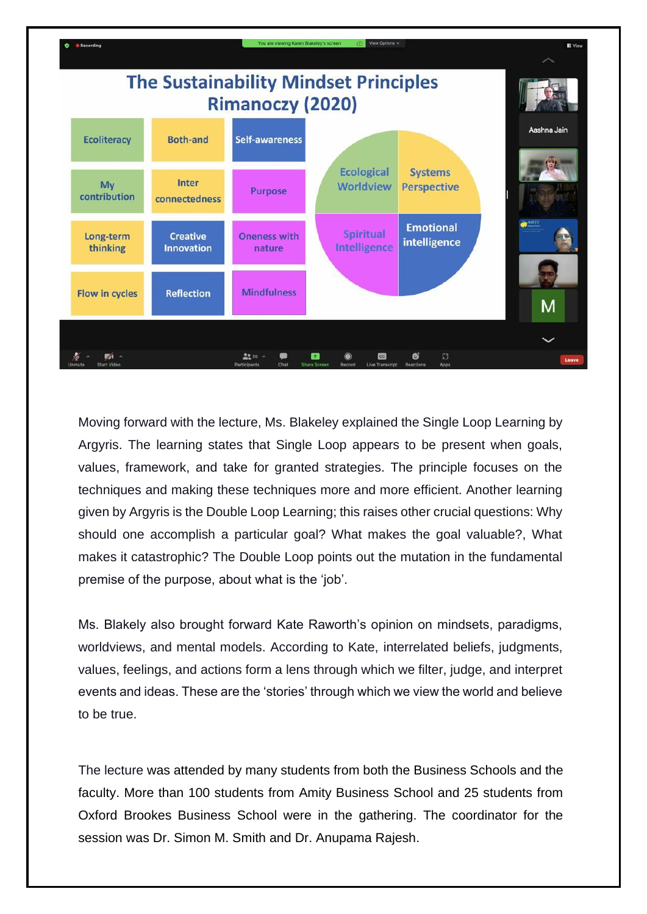Moving forward with the lecture, Ms. Blakeley explained the Single Loop Learning by Argyris. The learning states that Single Loop appears to be present when goals, values, framework, and take for granted strategies. The principle focuses on the techniques and making these techniques more and more efficient. Another learning given by Argyris is the Double Loop Learning; this raises other crucial questions: Why should one accomplish a particular goal? What makes the goal valuable?, What makes it catastrophic? The Double Loop points out the mutation in the fundamental premise of the purpose, about what is the 'job'.

Ms. Blakely also brought forward Kate Raworth's opinion on mindsets, paradigms, worldviews, and mental models. According to Kate, interrelated beliefs, judgments, values, feelings, and actions form a lens through which we filter, judge, and interpret events and ideas. These are the 'stories' through which we view the world and believe to be true.

The lecture was attended by many students from both the Business Schools and the faculty. More than 100 students from Amity Business School and 25 students from Oxford Brookes Business School were in the gathering. The coordinator for the session was Dr. Simon M. Smith and Dr. Anupama Rajesh.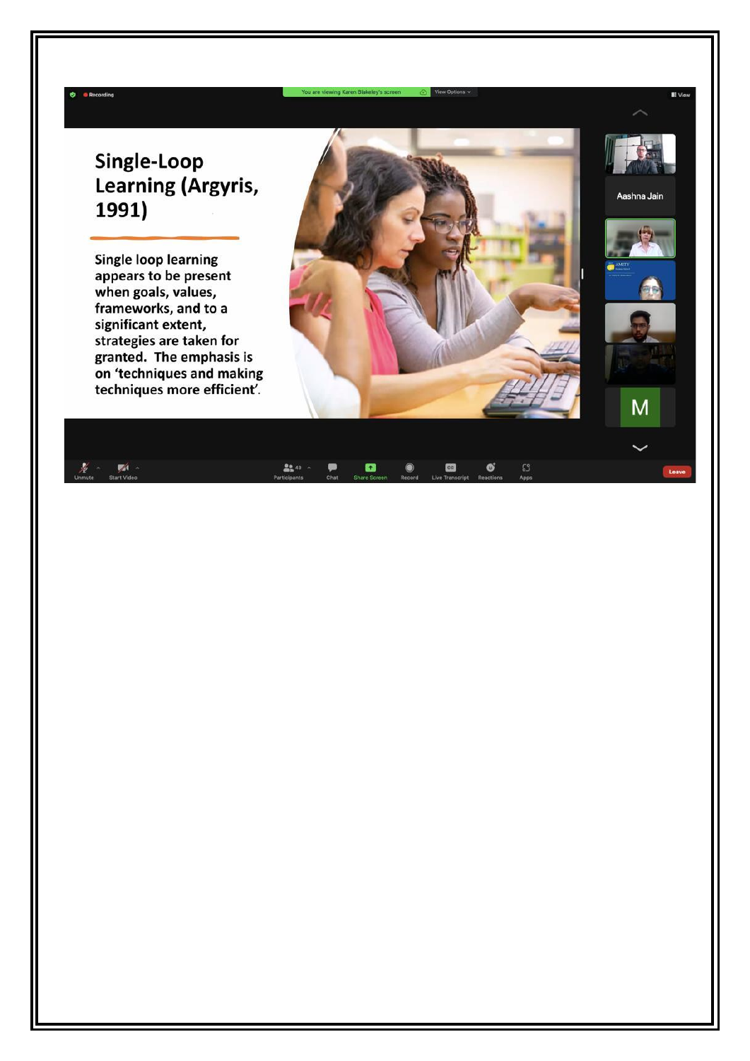## Single-Loop Learning (Argyris, 1991)

Single loop learning appears to be present when goals, values, frameworks, and to a significant extent, strategies are taken for granted. The emphasis is on 'techniques and making techniques more efficient'.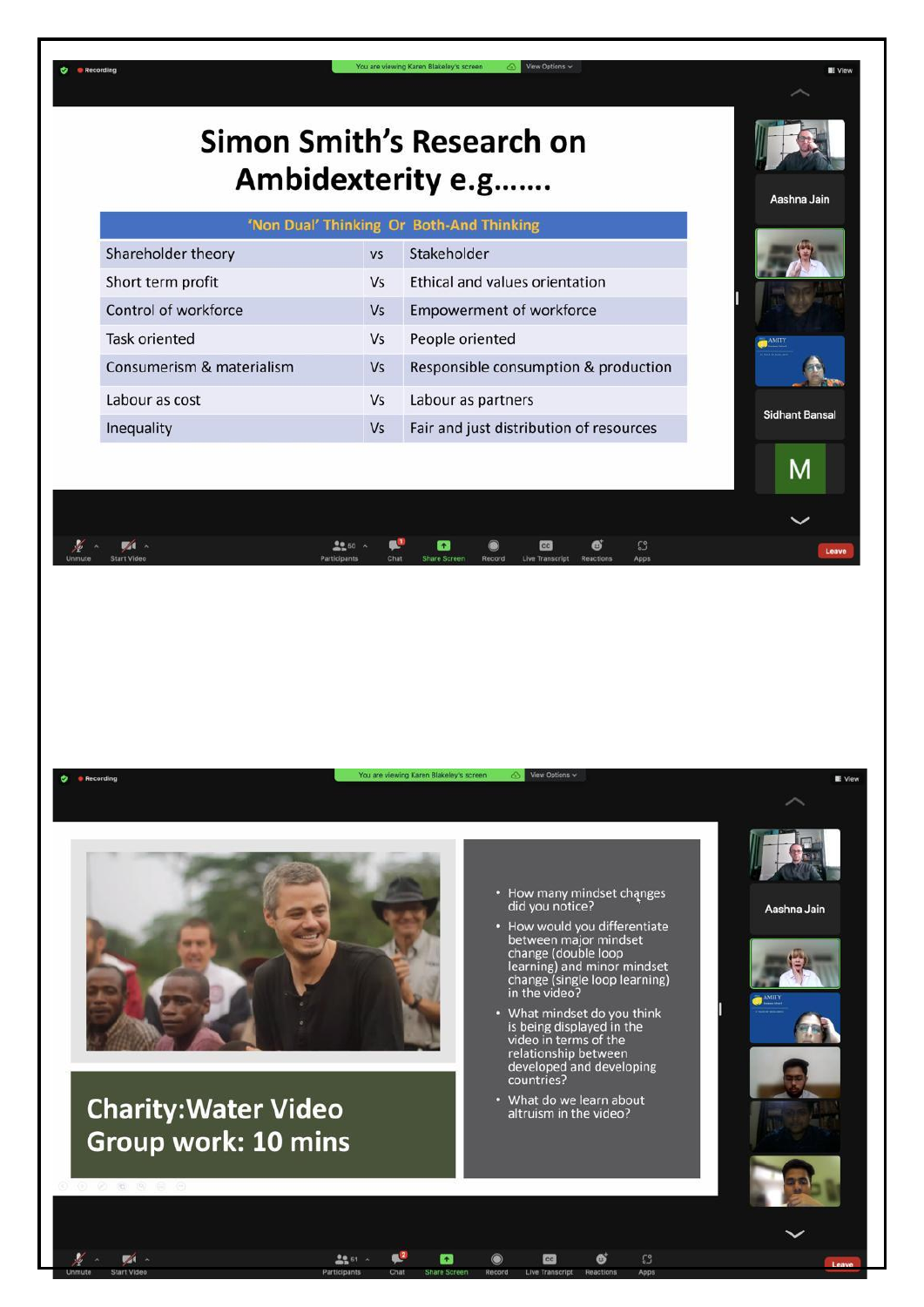# Simon Smith's Research on Ambidexterity e.g…….

| 'Non Dual' Thinking Or Both-And Thinking | | |
|---|---|---|
| Shareholder theory | vs | Stakeholder |
| Short term profit | Vs | Ethical and values orientation |
| Control of workforce | Vs | Empowerment of workforce |
| Task oriented | Vs | People oriented |
| Consumerism & materialism | Vs | Responsible consumption & production |
| Labour as cost | Vs | Labour as partners |
| Inequality | Vs | Fair and just distribution of resources |

## Charity:Water Video
## Group work: 10 mins

- How many mindset changes did you notice?
- How would you differentiate between major mindset change (double loop learning) and minor mindset change (single loop learning) in the video?
- What mindset do you think is being displayed in the video in terms of the relationship between developed and developing countries?
- What do we learn about altruism in the video?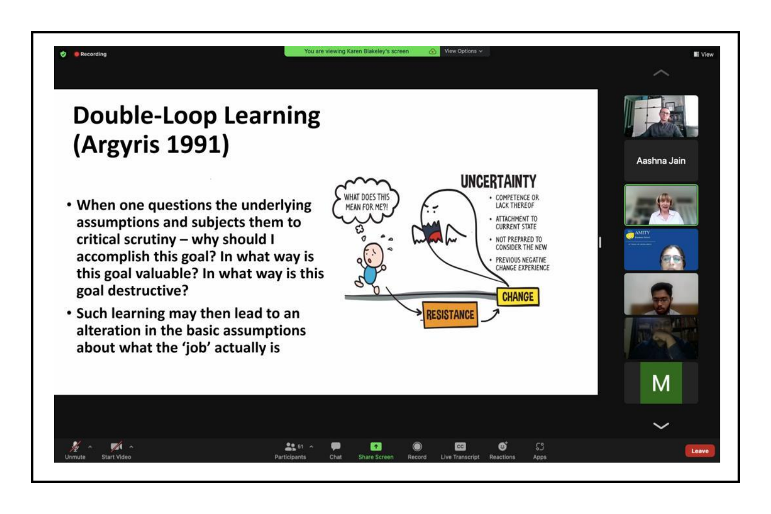# Double-Loop Learning (Argyris 1991)

- When one questions the underlying assumptions and subjects them to critical scrutiny – why should I accomplish this goal? In what way is this goal valuable? In what way is this goal destructive?
- Such learning may then lead to an alteration in the basic assumptions about what the 'job' actually is

WHAT DOES THIS MEAN FOR ME?!

UNCERTAINTY

- COMPETENCE OR LACK THEREOF
- ATTACHMENT TO CURRENT STATE
- NOT PREPARED TO CONSIDER THE NEW
- PREVIOUS NEGATIVE CHANGE EXPERIENCE

RESISTANCE

CHANGE